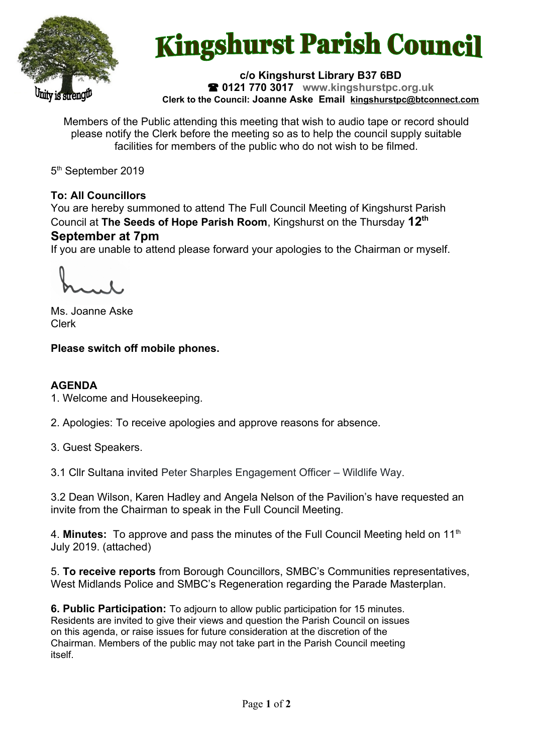# Kingshurst Parish Council

Unity is strength

**c/o Kingshurst Library B37 6BD**
**☎ 0121 770 3017** **www.kingshurstpc.org.uk**
**Clerk to the Council: Joanne Aske Email kingshurstpc@btconnect.com**

Members of the Public attending this meeting that wish to audio tape or record should please notify the Clerk before the meeting so as to help the council supply suitable facilities for members of the public who do not wish to be filmed.

5th September 2019

**To: All Councillors**
You are hereby summoned to attend The Full Council Meeting of Kingshurst Parish Council at **The Seeds of Hope Parish Room**, Kingshurst on the Thursday **12th September at 7pm**
If you are unable to attend please forward your apologies to the Chairman or myself.

Ms. Joanne Aske
Clerk

**Please switch off mobile phones.**

**AGENDA**

1. Welcome and Housekeeping.

2. Apologies: To receive apologies and approve reasons for absence.

3. Guest Speakers.

3.1 Cllr Sultana invited Peter Sharples Engagement Officer – Wildlife Way.

3.2 Dean Wilson, Karen Hadley and Angela Nelson of the Pavilion's have requested an invite from the Chairman to speak in the Full Council Meeting.

4. **Minutes:** To approve and pass the minutes of the Full Council Meeting held on 11th July 2019. (attached)

5. **To receive reports** from Borough Councillors, SMBC's Communities representatives, West Midlands Police and SMBC's Regeneration regarding the Parade Masterplan.

**6. Public Participation:** To adjourn to allow public participation for 15 minutes. Residents are invited to give their views and question the Parish Council on issues on this agenda, or raise issues for future consideration at the discretion of the Chairman. Members of the public may not take part in the Parish Council meeting itself.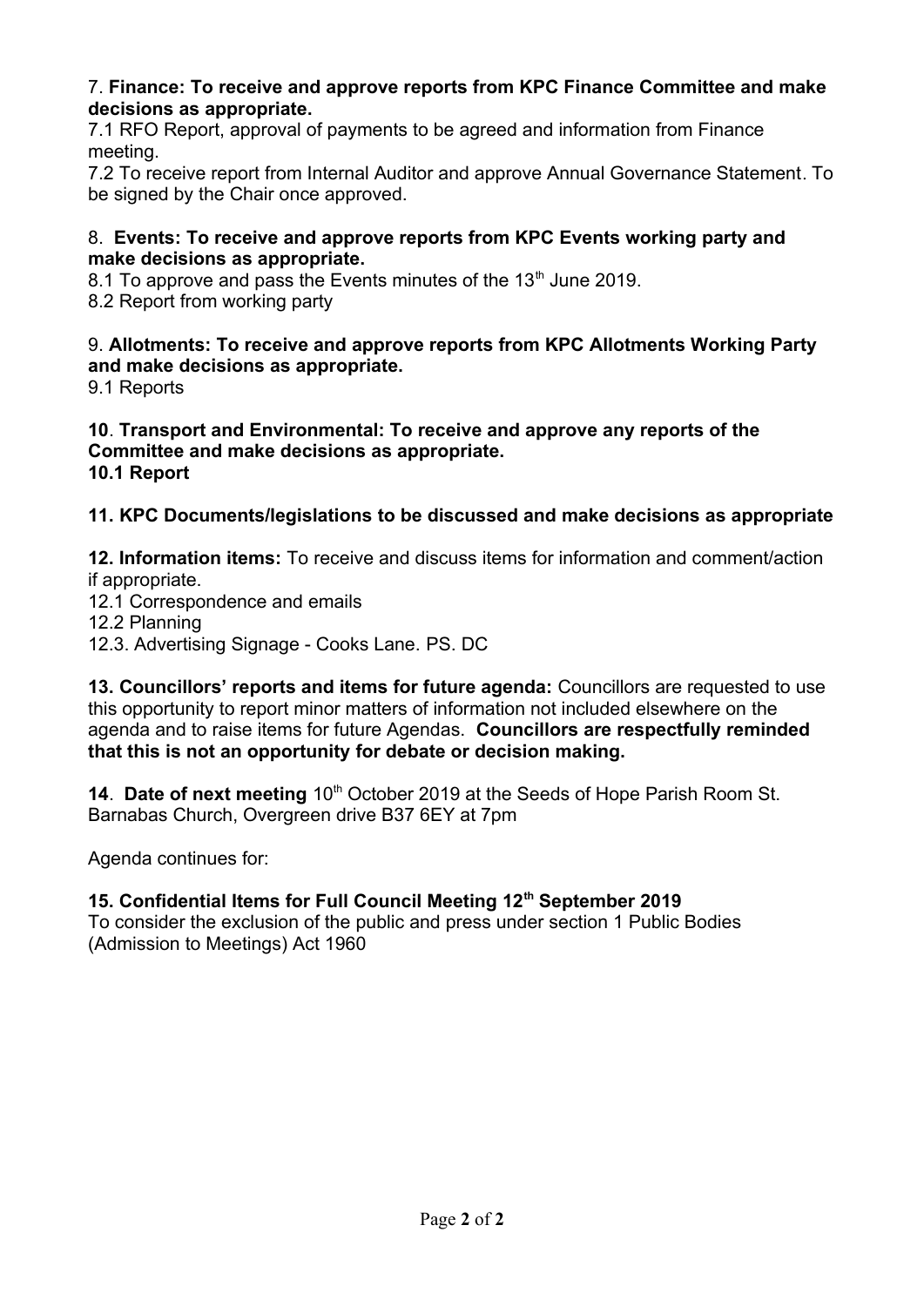7. **Finance: To receive and approve reports from KPC Finance Committee and make decisions as appropriate.**

7.1 RFO Report, approval of payments to be agreed and information from Finance meeting.

7.2 To receive report from Internal Auditor and approve Annual Governance Statement. To be signed by the Chair once approved.

8. **Events: To receive and approve reports from KPC Events working party and make decisions as appropriate.**

8.1 To approve and pass the Events minutes of the 13th June 2019.

8.2 Report from working party

9. **Allotments: To receive and approve reports from KPC Allotments Working Party and make decisions as appropriate.**

9.1 Reports

**10**. **Transport and Environmental: To receive and approve any reports of the Committee and make decisions as appropriate.**

**10.1 Report**

**11. KPC Documents/legislations to be discussed and make decisions as appropriate**

**12. Information items:** To receive and discuss items for information and comment/action if appropriate.

12.1 Correspondence and emails

12.2 Planning

12.3. Advertising Signage - Cooks Lane. PS. DC

**13. Councillors' reports and items for future agenda:** Councillors are requested to use this opportunity to report minor matters of information not included elsewhere on the agenda and to raise items for future Agendas. **Councillors are respectfully reminded that this is not an opportunity for debate or decision making.**

**14**. **Date of next meeting** 10th October 2019 at the Seeds of Hope Parish Room St. Barnabas Church, Overgreen drive B37 6EY at 7pm

Agenda continues for:

**15. Confidential Items for Full Council Meeting 12th September 2019**

To consider the exclusion of the public and press under section 1 Public Bodies (Admission to Meetings) Act 1960